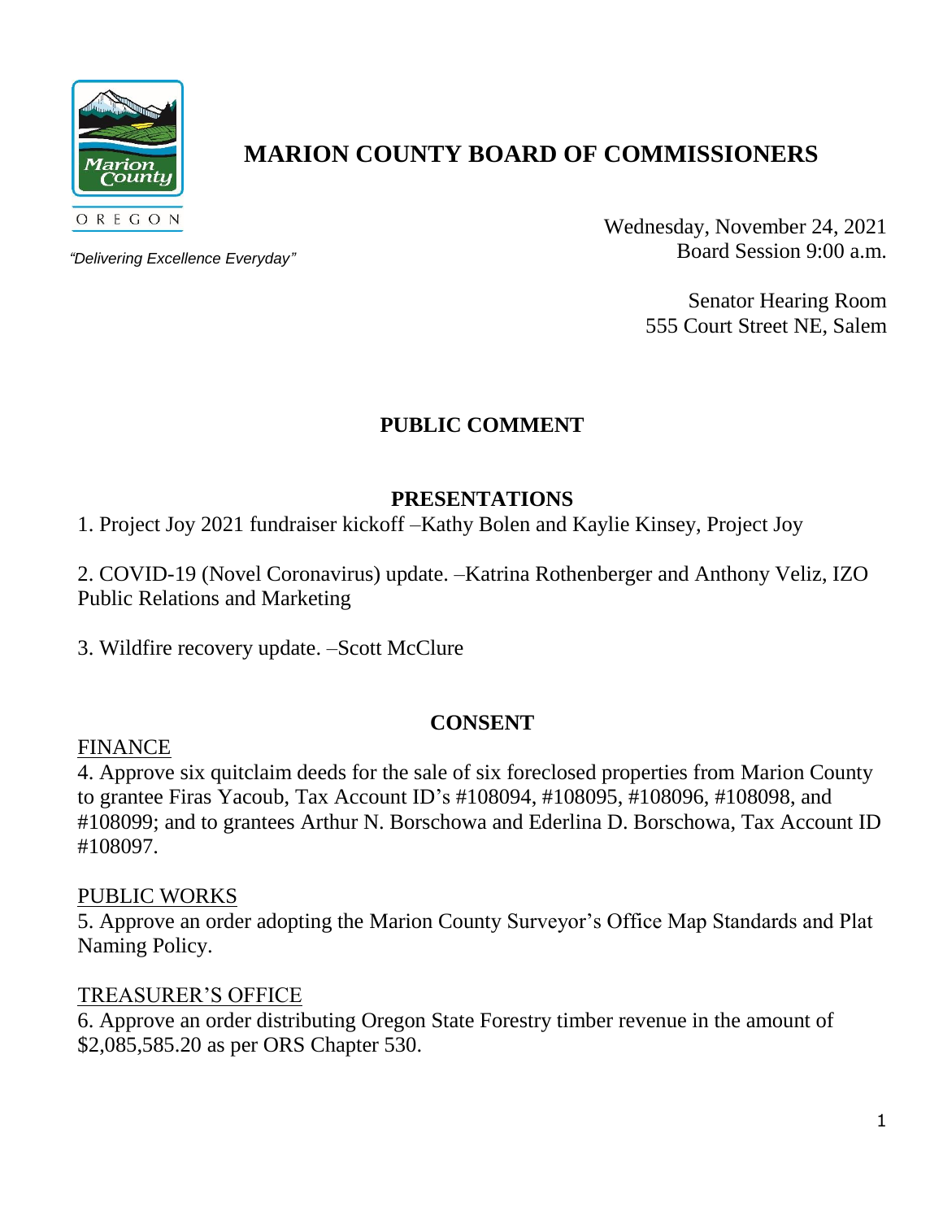# MARION COUNTY BOARD OF COMMISSIONERS

OREGON

*"Delivering Excellence Everyday"*

Wednesday, November 24, 2021
Board Session 9:00 a.m.

Senator Hearing Room
555 Court Street NE, Salem

## PUBLIC COMMENT

## PRESENTATIONS

1. Project Joy 2021 fundraiser kickoff –Kathy Bolen and Kaylie Kinsey, Project Joy

2. COVID-19 (Novel Coronavirus) update. –Katrina Rothenberger and Anthony Veliz, IZO Public Relations and Marketing

3. Wildfire recovery update. –Scott McClure

## CONSENT

<u>FINANCE</u>

4. Approve six quitclaim deeds for the sale of six foreclosed properties from Marion County to grantee Firas Yacoub, Tax Account ID's #108094, #108095, #108096, #108098, and #108099; and to grantees Arthur N. Borschowa and Ederlina D. Borschowa, Tax Account ID #108097.

<u>PUBLIC WORKS</u>

5. Approve an order adopting the Marion County Surveyor's Office Map Standards and Plat Naming Policy.

<u>TREASURER'S OFFICE</u>

6. Approve an order distributing Oregon State Forestry timber revenue in the amount of $2,085,585.20 as per ORS Chapter 530.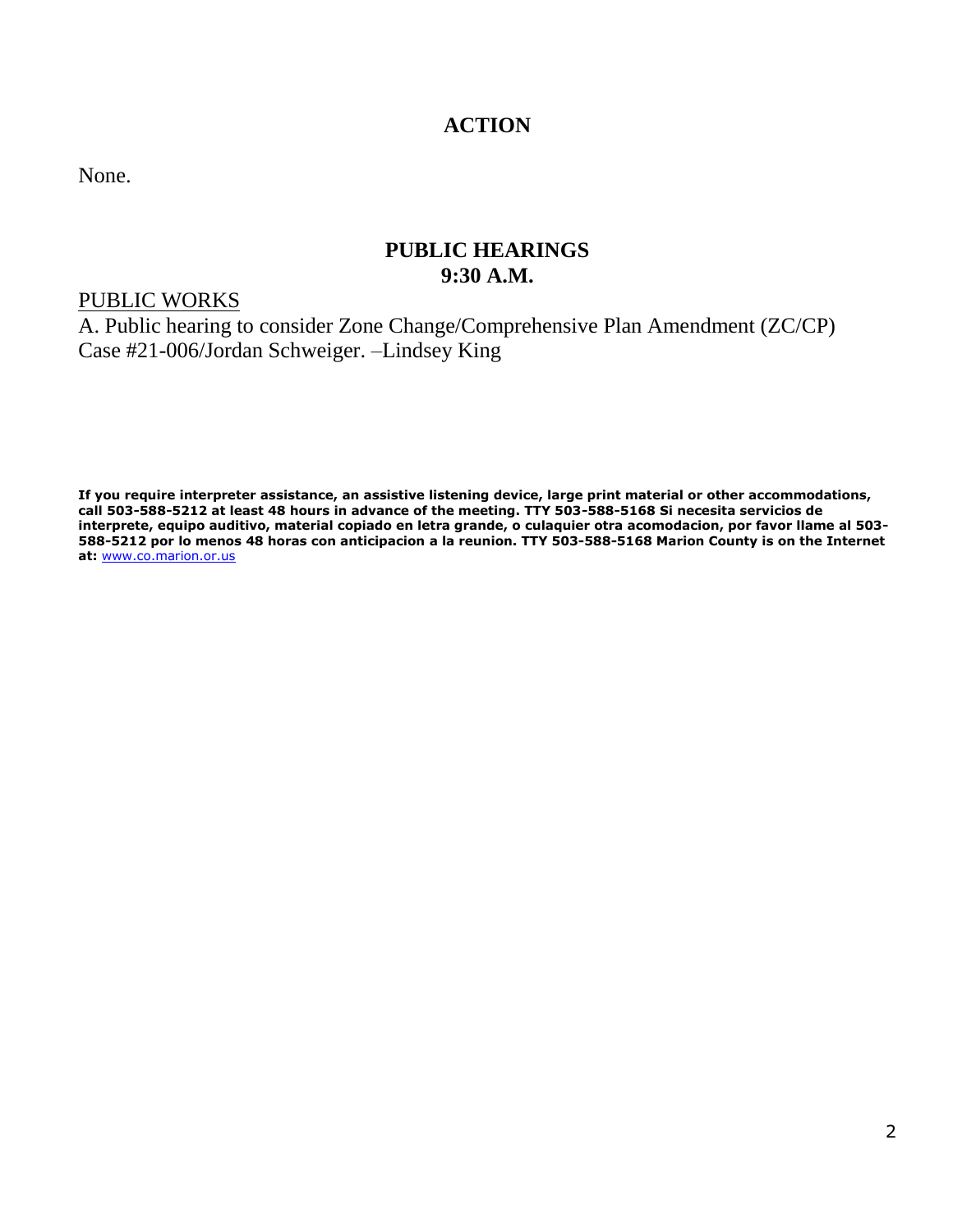## ACTION

None.

## PUBLIC HEARINGS
## 9:30 A.M.

PUBLIC WORKS

A. Public hearing to consider Zone Change/Comprehensive Plan Amendment (ZC/CP) Case #21-006/Jordan Schweiger. –Lindsey King

**If you require interpreter assistance, an assistive listening device, large print material or other accommodations, call 503-588-5212 at least 48 hours in advance of the meeting. TTY 503-588-5168 Si necesita servicios de interprete, equipo auditivo, material copiado en letra grande, o culaquier otra acomodacion, por favor llame al 503-588-5212 por lo menos 48 horas con anticipacion a la reunion. TTY 503-588-5168 Marion County is on the Internet at:** www.co.marion.or.us